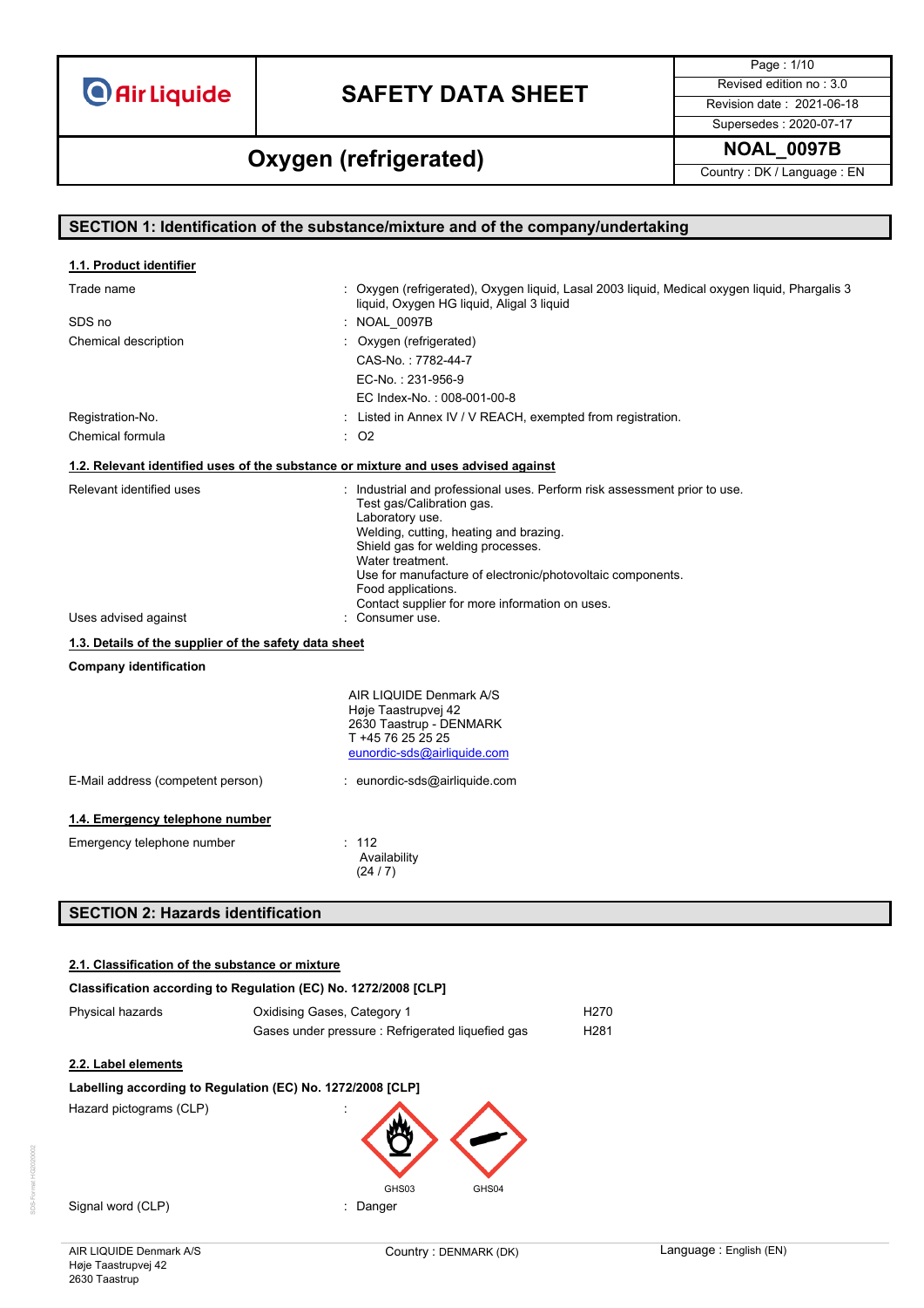# SAFETY DATA SHEET

## Oxygen (refrigerated)

| | |
|---|---|
| Revised edition no : 3.0 | Revision date : 2021-06-18 |
| Supersedes : 2020-07-17 | NOAL_0097B |
| Country : DK / Language : EN | |

## SECTION 1: Identification of the substance/mixture and of the company/undertaking

### 1.1. Product identifier

| | |
|---|---|
| Trade name | : Oxygen (refrigerated), Oxygen liquid, Lasal 2003 liquid, Medical oxygen liquid, Phargalis 3 liquid, Oxygen HG liquid, Aligal 3 liquid |
| SDS no | : NOAL_0097B |
| Chemical description | : Oxygen (refrigerated)<br>CAS-No. : 7782-44-7<br>EC-No. : 231-956-9<br>EC Index-No. : 008-001-00-8 |
| Registration-No. | : Listed in Annex IV / V REACH, exempted from registration. |
| Chemical formula | : $O_2$ |

### 1.2. Relevant identified uses of the substance or mixture and uses advised against

| | |
|---|---|
| Relevant identified uses | : Industrial and professional uses. Perform risk assessment prior to use.<br>Test gas/Calibration gas.<br>Laboratory use.<br>Welding, cutting, heating and brazing.<br>Shield gas for welding processes.<br>Water treatment.<br>Use for manufacture of electronic/photovoltaic components.<br>Food applications.<br>Contact supplier for more information on uses. |
| Uses advised against | : Consumer use. |

### 1.3. Details of the supplier of the safety data sheet

**Company identification**

AIR LIQUIDE Denmark A/S
Høje Taastrupvej 42
2630 Taastrup - DENMARK
T +45 76 25 25 25
eunordic-sds@airliquide.com

| | |
|---|---|
| E-Mail address (competent person) | : eunordic-sds@airliquide.com |

### 1.4. Emergency telephone number

| | |
|---|---|
| Emergency telephone number | : 112<br>Availability<br>(24 / 7) |

## SECTION 2: Hazards identification

### 2.1. Classification of the substance or mixture

**Classification according to Regulation (EC) No. 1272/2008 [CLP]**

| | | |
|---|---|---|
| Physical hazards | Oxidising Gases, Category 1 | H270 |
| | Gases under pressure : Refrigerated liquefied gas | H281 |

### 2.2. Label elements

**Labelling according to Regulation (EC) No. 1272/2008 [CLP]**

| | |
|---|---|
| Hazard pictograms (CLP) | : GHS03, GHS04 |
| Signal word (CLP) | : Danger |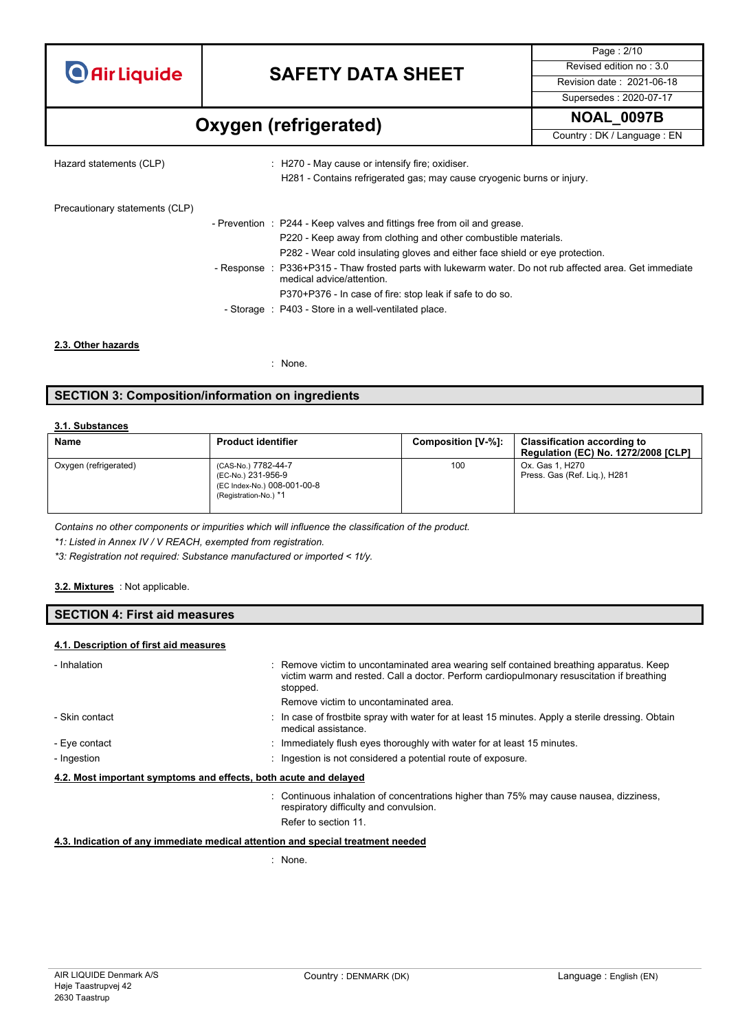Hazard statements (CLP) : H270 - May cause or intensify fire; oxidiser.
H281 - Contains refrigerated gas; may cause cryogenic burns or injury.

Precautionary statements (CLP)

- Prevention : P244 - Keep valves and fittings free from oil and grease.
P220 - Keep away from clothing and other combustible materials.
P282 - Wear cold insulating gloves and either face shield or eye protection.
- Response : P336+P315 - Thaw frosted parts with lukewarm water. Do not rub affected area. Get immediate medical advice/attention.
P370+P376 - In case of fire: stop leak if safe to do so.
- Storage : P403 - Store in a well-ventilated place.

**2.3. Other hazards**

: None.

## SECTION 3: Composition/information on ingredients

**3.1. Substances**

| Name | Product identifier | Composition [V-%]: | Classification according to Regulation (EC) No. 1272/2008 [CLP] |
|---|---|---|---|
| Oxygen (refrigerated) | (CAS-No.) 7782-44-7<br>(EC-No.) 231-956-9<br>(EC Index-No.) 008-001-00-8<br>(Registration-No.) *1 | 100 | Ox. Gas 1, H270<br>Press. Gas (Ref. Liq.), H281 |

*Contains no other components or impurities which will influence the classification of the product.*

*\*1: Listed in Annex IV / V REACH, exempted from registration.*

*\*3: Registration not required: Substance manufactured or imported < 1t/y.*

**3.2. Mixtures** : Not applicable.

## SECTION 4: First aid measures

**4.1. Description of first aid measures**

- Inhalation : Remove victim to uncontaminated area wearing self contained breathing apparatus. Keep victim warm and rested. Call a doctor. Perform cardiopulmonary resuscitation if breathing stopped.
Remove victim to uncontaminated area.
- Skin contact : In case of frostbite spray with water for at least 15 minutes. Apply a sterile dressing. Obtain medical assistance.
- Eye contact : Immediately flush eyes thoroughly with water for at least 15 minutes.
- Ingestion : Ingestion is not considered a potential route of exposure.

**4.2. Most important symptoms and effects, both acute and delayed**

: Continuous inhalation of concentrations higher than 75% may cause nausea, dizziness, respiratory difficulty and convulsion.
Refer to section 11.

**4.3. Indication of any immediate medical attention and special treatment needed**

: None.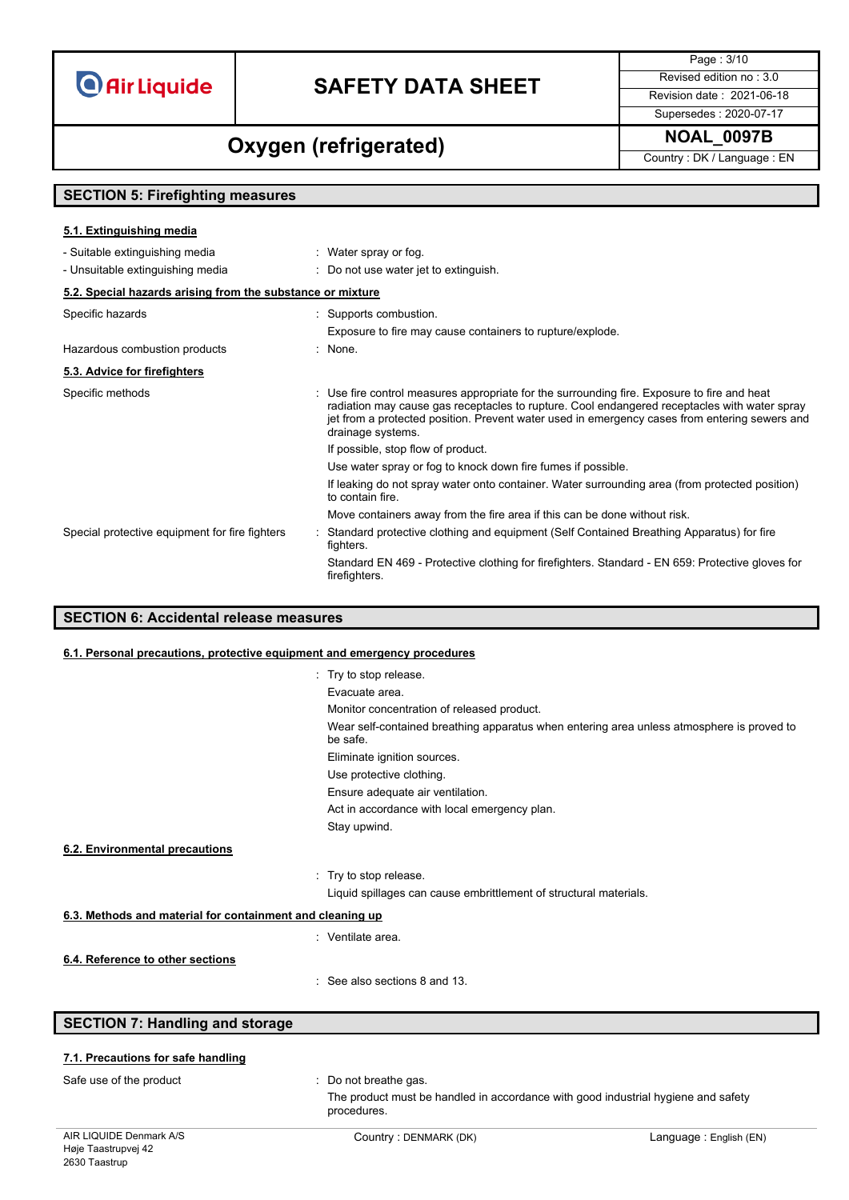## SECTION 5: Firefighting measures

### 5.1. Extinguishing media

| | |
|---|---|
| - Suitable extinguishing media | : Water spray or fog. |
| - Unsuitable extinguishing media | : Do not use water jet to extinguish. |

### 5.2. Special hazards arising from the substance or mixture

| | |
|---|---|
| Specific hazards | : Supports combustion.<br>Exposure to fire may cause containers to rupture/explode. |
| Hazardous combustion products | : None. |

### 5.3. Advice for firefighters

| | |
|---|---|
| Specific methods | : Use fire control measures appropriate for the surrounding fire. Exposure to fire and heat radiation may cause gas receptacles to rupture. Cool endangered receptacles with water spray jet from a protected position. Prevent water used in emergency cases from entering sewers and drainage systems.<br>If possible, stop flow of product.<br>Use water spray or fog to knock down fire fumes if possible.<br>If leaking do not spray water onto container. Water surrounding area (from protected position) to contain fire.<br>Move containers away from the fire area if this can be done without risk. |
| Special protective equipment for fire fighters | : Standard protective clothing and equipment (Self Contained Breathing Apparatus) for fire fighters.<br>Standard EN 469 - Protective clothing for firefighters. Standard - EN 659: Protective gloves for firefighters. |

## SECTION 6: Accidental release measures

### 6.1. Personal precautions, protective equipment and emergency procedures

: Try to stop release.
Evacuate area.
Monitor concentration of released product.
Wear self-contained breathing apparatus when entering area unless atmosphere is proved to be safe.
Eliminate ignition sources.
Use protective clothing.
Ensure adequate air ventilation.
Act in accordance with local emergency plan.
Stay upwind.

### 6.2. Environmental precautions

: Try to stop release.
Liquid spillages can cause embrittlement of structural materials.

### 6.3. Methods and material for containment and cleaning up

: Ventilate area.

### 6.4. Reference to other sections

: See also sections 8 and 13.

## SECTION 7: Handling and storage

### 7.1. Precautions for safe handling

| | |
|---|---|
| Safe use of the product | : Do not breathe gas.<br>The product must be handled in accordance with good industrial hygiene and safety procedures. |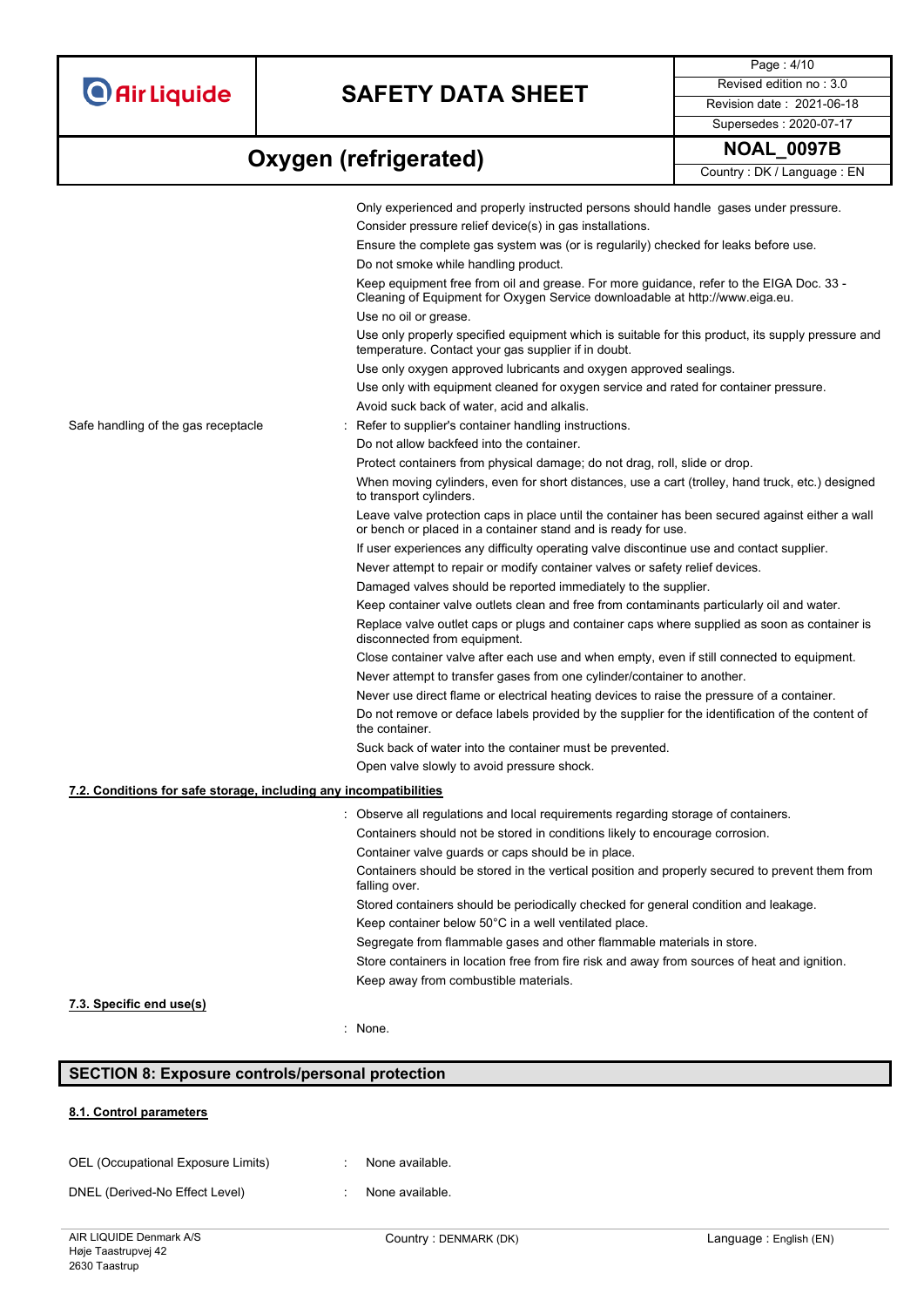Only experienced and properly instructed persons should handle gases under pressure.

Consider pressure relief device(s) in gas installations.

Ensure the complete gas system was (or is regularly) checked for leaks before use.

Do not smoke while handling product.

Keep equipment free from oil and grease. For more guidance, refer to the EIGA Doc. 33 - Cleaning of Equipment for Oxygen Service downloadable at http://www.eiga.eu.

Use no oil or grease.

Use only properly specified equipment which is suitable for this product, its supply pressure and temperature. Contact your gas supplier if in doubt.

Use only oxygen approved lubricants and oxygen approved sealings.

Use only with equipment cleaned for oxygen service and rated for container pressure.

Avoid suck back of water, acid and alkalis.

Safe handling of the gas receptacle : Refer to supplier's container handling instructions.

Do not allow backfeed into the container.

Protect containers from physical damage; do not drag, roll, slide or drop.

When moving cylinders, even for short distances, use a cart (trolley, hand truck, etc.) designed to transport cylinders.

Leave valve protection caps in place until the container has been secured against either a wall or bench or placed in a container stand and is ready for use.

If user experiences any difficulty operating valve discontinue use and contact supplier.

Never attempt to repair or modify container valves or safety relief devices.

Damaged valves should be reported immediately to the supplier.

Keep container valve outlets clean and free from contaminants particularly oil and water.

Replace valve outlet caps or plugs and container caps where supplied as soon as container is disconnected from equipment.

Close container valve after each use and when empty, even if still connected to equipment.

Never attempt to transfer gases from one cylinder/container to another.

Never use direct flame or electrical heating devices to raise the pressure of a container.

Do not remove or deface labels provided by the supplier for the identification of the content of the container.

Suck back of water into the container must be prevented.

Open valve slowly to avoid pressure shock.

### 7.2. Conditions for safe storage, including any incompatibilities

: Observe all regulations and local requirements regarding storage of containers.

Containers should not be stored in conditions likely to encourage corrosion.

Container valve guards or caps should be in place.

Containers should be stored in the vertical position and properly secured to prevent them from falling over.

Stored containers should be periodically checked for general condition and leakage.

Keep container below 50°C in a well ventilated place.

Segregate from flammable gases and other flammable materials in store.

Store containers in location free from fire risk and away from sources of heat and ignition.

Keep away from combustible materials.

### 7.3. Specific end use(s)

: None.

## SECTION 8: Exposure controls/personal protection

### 8.1. Control parameters

OEL (Occupational Exposure Limits) : None available.

DNEL (Derived-No Effect Level) : None available.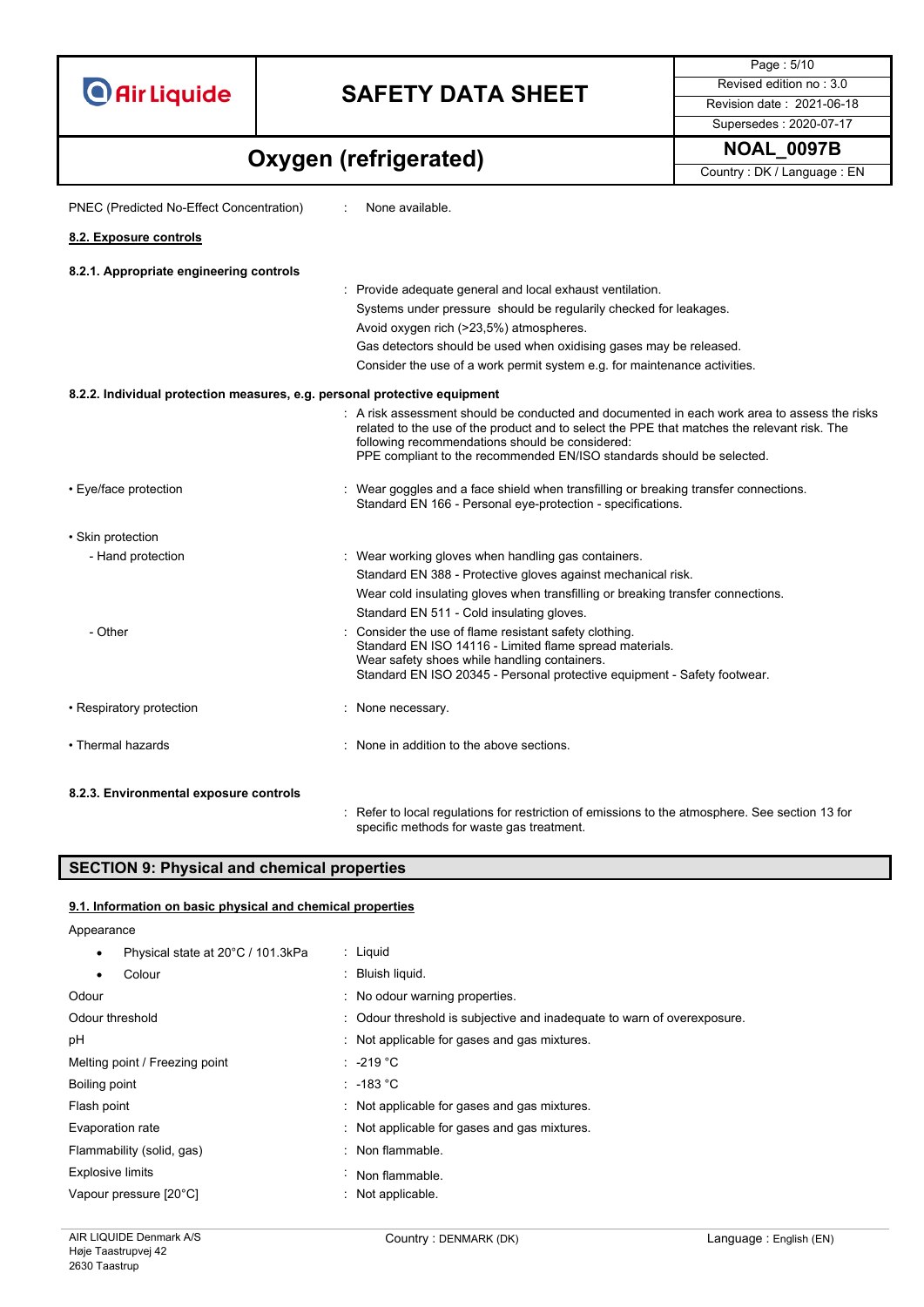PNEC (Predicted No-Effect Concentration) : None available.

## 8.2. Exposure controls

### 8.2.1. Appropriate engineering controls

: Provide adequate general and local exhaust ventilation.
Systems under pressure should be regularly checked for leakages.
Avoid oxygen rich (>23,5%) atmospheres.
Gas detectors should be used when oxidising gases may be released.
Consider the use of a work permit system e.g. for maintenance activities.

### 8.2.2. Individual protection measures, e.g. personal protective equipment

: A risk assessment should be conducted and documented in each work area to assess the risks related to the use of the product and to select the PPE that matches the relevant risk. The following recommendations should be considered:
PPE compliant to the recommended EN/ISO standards should be selected.

- Eye/face protection : Wear goggles and a face shield when transfilling or breaking transfer connections.
Standard EN 166 - Personal eye-protection - specifications.

- Skin protection
  - Hand protection : Wear working gloves when handling gas containers.
Standard EN 388 - Protective gloves against mechanical risk.
Wear cold insulating gloves when transfilling or breaking transfer connections.
Standard EN 511 - Cold insulating gloves.
  - Other : Consider the use of flame resistant safety clothing.
Standard EN ISO 14116 - Limited flame spread materials.
Wear safety shoes while handling containers.
Standard EN ISO 20345 - Personal protective equipment - Safety footwear.

- Respiratory protection : None necessary.

- Thermal hazards : None in addition to the above sections.

### 8.2.3. Environmental exposure controls

: Refer to local regulations for restriction of emissions to the atmosphere. See section 13 for specific methods for waste gas treatment.

# SECTION 9: Physical and chemical properties

## 9.1. Information on basic physical and chemical properties

Appearance

- Physical state at 20°C / 101.3kPa : Liquid
- Colour : Bluish liquid.

Odour : No odour warning properties.

Odour threshold : Odour threshold is subjective and inadequate to warn of overexposure.

pH : Not applicable for gases and gas mixtures.

Melting point / Freezing point : -219 °C

Boiling point : -183 °C

Flash point : Not applicable for gases and gas mixtures.

Evaporation rate : Not applicable for gases and gas mixtures.

Flammability (solid, gas) : Non flammable.

Explosive limits : Non flammable.

Vapour pressure [20°C] : Not applicable.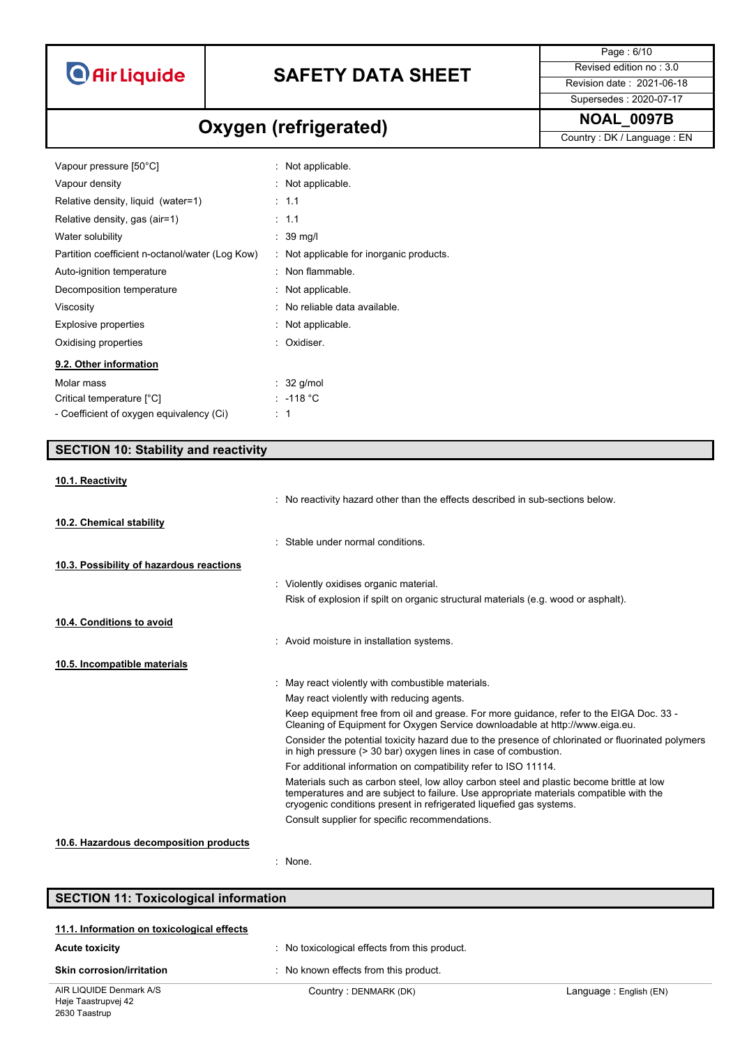| | |
|---|---|
| Vapour pressure [50°C] | : Not applicable. |
| Vapour density | : Not applicable. |
| Relative density, liquid (water=1) | : 1.1 |
| Relative density, gas (air=1) | : 1.1 |
| Water solubility | : 39 mg/l |
| Partition coefficient n-octanol/water (Log Kow) | : Not applicable for inorganic products. |
| Auto-ignition temperature | : Non flammable. |
| Decomposition temperature | : Not applicable. |
| Viscosity | : No reliable data available. |
| Explosive properties | : Not applicable. |
| Oxidising properties | : Oxidiser. |

### 9.2. Other information

| | |
|---|---|
| Molar mass | : 32 g/mol |
| Critical temperature [°C] | : -118 °C |
| - Coefficient of oxygen equivalency (Ci) | : 1 |

## SECTION 10: Stability and reactivity

### 10.1. Reactivity

: No reactivity hazard other than the effects described in sub-sections below.

### 10.2. Chemical stability

: Stable under normal conditions.

### 10.3. Possibility of hazardous reactions

: Violently oxidises organic material.

Risk of explosion if spilt on organic structural materials (e.g. wood or asphalt).

### 10.4. Conditions to avoid

: Avoid moisture in installation systems.

### 10.5. Incompatible materials

: May react violently with combustible materials.

May react violently with reducing agents.

Keep equipment free from oil and grease. For more guidance, refer to the EIGA Doc. 33 - Cleaning of Equipment for Oxygen Service downloadable at http://www.eiga.eu.

Consider the potential toxicity hazard due to the presence of chlorinated or fluorinated polymers in high pressure (> 30 bar) oxygen lines in case of combustion.

For additional information on compatibility refer to ISO 11114.

Materials such as carbon steel, low alloy carbon steel and plastic become brittle at low temperatures and are subject to failure. Use appropriate materials compatible with the cryogenic conditions present in refrigerated liquefied gas systems.

Consult supplier for specific recommendations.

### 10.6. Hazardous decomposition products

: None.

## SECTION 11: Toxicological information

### 11.1. Information on toxicological effects

| | |
|---|---|
| **Acute toxicity** | : No toxicological effects from this product. |
| **Skin corrosion/irritation** | : No known effects from this product. |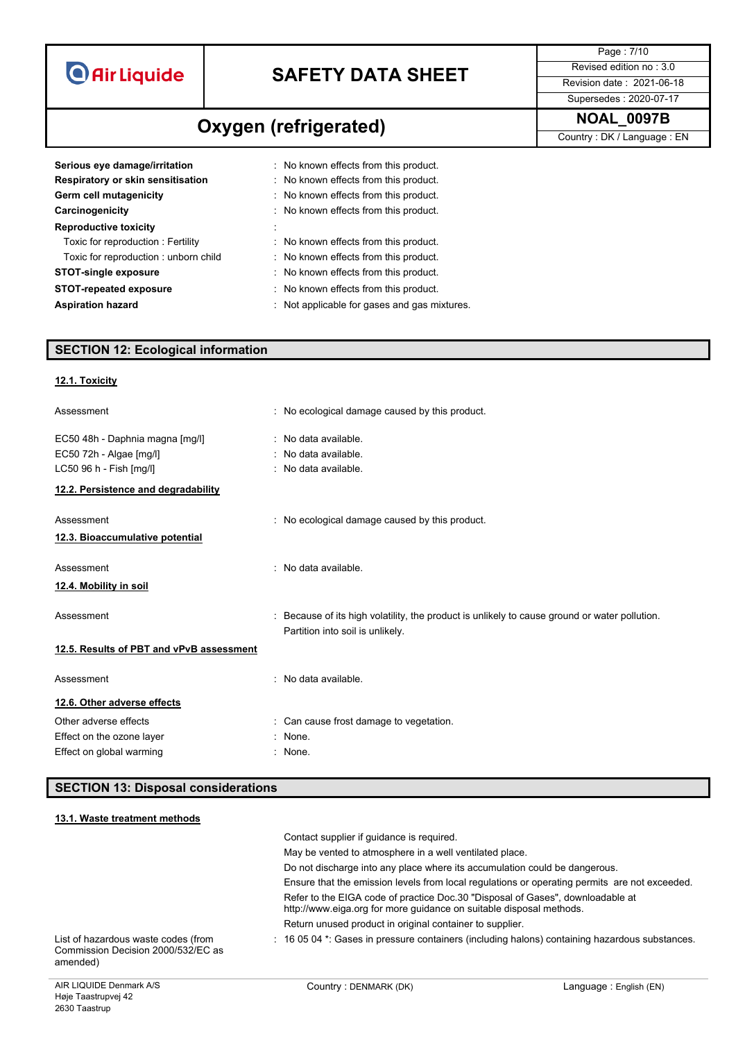| | |
|---|---|
| **Serious eye damage/irritation** | : No known effects from this product. |
| **Respiratory or skin sensitisation** | : No known effects from this product. |
| **Germ cell mutagenicity** | : No known effects from this product. |
| **Carcinogenicity** | : No known effects from this product. |
| **Reproductive toxicity** | : |
| Toxic for reproduction : Fertility | : No known effects from this product. |
| Toxic for reproduction : unborn child | : No known effects from this product. |
| **STOT-single exposure** | : No known effects from this product. |
| **STOT-repeated exposure** | : No known effects from this product. |
| **Aspiration hazard** | : Not applicable for gases and gas mixtures. |

## SECTION 12: Ecological information

### 12.1. Toxicity

| | |
|---|---|
| Assessment | : No ecological damage caused by this product. |
| EC50 48h - Daphnia magna [mg/l] | : No data available. |
| EC50 72h - Algae [mg/l] | : No data available. |
| LC50 96 h - Fish [mg/l] | : No data available. |

### 12.2. Persistence and degradability

| | |
|---|---|
| Assessment | : No ecological damage caused by this product. |

### 12.3. Bioaccumulative potential

| | |
|---|---|
| Assessment | : No data available. |

### 12.4. Mobility in soil

| | |
|---|---|
| Assessment | : Because of its high volatility, the product is unlikely to cause ground or water pollution. Partition into soil is unlikely. |

### 12.5. Results of PBT and vPvB assessment

| | |
|---|---|
| Assessment | : No data available. |

### 12.6. Other adverse effects

| | |
|---|---|
| Other adverse effects | : Can cause frost damage to vegetation. |
| Effect on the ozone layer | : None. |
| Effect on global warming | : None. |

## SECTION 13: Disposal considerations

### 13.1. Waste treatment methods

Contact supplier if guidance is required.

May be vented to atmosphere in a well ventilated place.

Do not discharge into any place where its accumulation could be dangerous.

Ensure that the emission levels from local regulations or operating permits are not exceeded.

Refer to the EIGA code of practice Doc.30 "Disposal of Gases", downloadable at http://www.eiga.org for more guidance on suitable disposal methods.

Return unused product in original container to supplier.

| | |
|---|---|
| List of hazardous waste codes (from Commission Decision 2000/532/EC as amended) | : 16 05 04 *: Gases in pressure containers (including halons) containing hazardous substances. |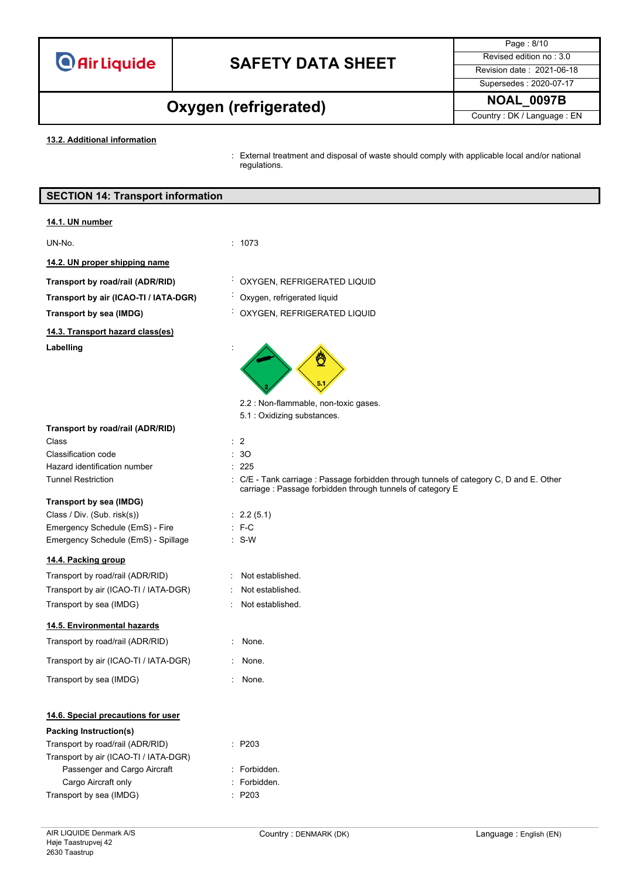#### 13.2. Additional information

: External treatment and disposal of waste should comply with applicable local and/or national regulations.

## SECTION 14: Transport information

#### 14.1. UN number

| | |
|---|---|
| UN-No. | : 1073 |

#### 14.2. UN proper shipping name

| | |
|---|---|
| **Transport by road/rail (ADR/RID)** | : OXYGEN, REFRIGERATED LIQUID |
| **Transport by air (ICAO-TI / IATA-DGR)** | : Oxygen, refrigerated liquid |
| **Transport by sea (IMDG)** | : OXYGEN, REFRIGERATED LIQUID |

#### 14.3. Transport hazard class(es)

**Labelling** :

2.2 : Non-flammable, non-toxic gases.
5.1 : Oxidizing substances.

**Transport by road/rail (ADR/RID)**

| | |
|---|---|
| Class | : 2 |
| Classification code | : 3O |
| Hazard identification number | : 225 |
| Tunnel Restriction | : C/E - Tank carriage : Passage forbidden through tunnels of category C, D and E. Other carriage : Passage forbidden through tunnels of category E |

**Transport by sea (IMDG)**

| | |
|---|---|
| Class / Div. (Sub. risk(s)) | : 2.2 (5.1) |
| Emergency Schedule (EmS) - Fire | : F-C |
| Emergency Schedule (EmS) - Spillage | : S-W |

#### 14.4. Packing group

| | |
|---|---|
| Transport by road/rail (ADR/RID) | : Not established. |
| Transport by air (ICAO-TI / IATA-DGR) | : Not established. |
| Transport by sea (IMDG) | : Not established. |

#### 14.5. Environmental hazards

| | |
|---|---|
| Transport by road/rail (ADR/RID) | : None. |
| Transport by air (ICAO-TI / IATA-DGR) | : None. |
| Transport by sea (IMDG) | : None. |

#### 14.6. Special precautions for user

**Packing Instruction(s)**

| | |
|---|---|
| Transport by road/rail (ADR/RID) | : P203 |
| Transport by air (ICAO-TI / IATA-DGR) | |
| Passenger and Cargo Aircraft | : Forbidden. |
| Cargo Aircraft only | : Forbidden. |
| Transport by sea (IMDG) | : P203 |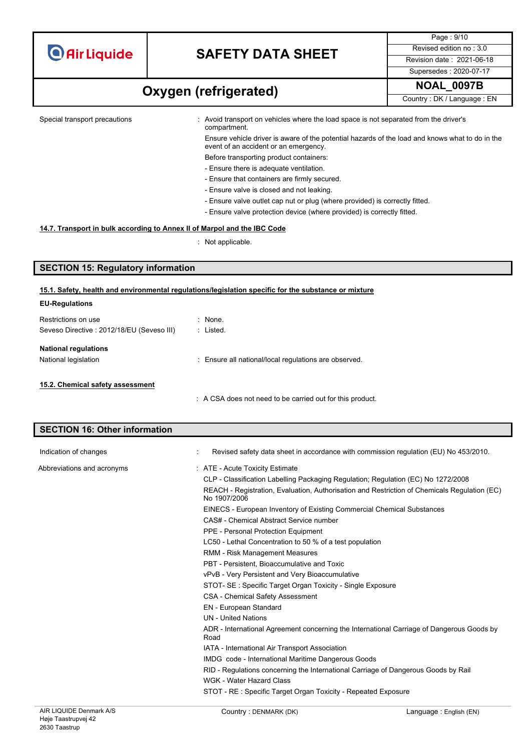Special transport precautions : Avoid transport on vehicles where the load space is not separated from the driver's compartment.

Ensure vehicle driver is aware of the potential hazards of the load and knows what to do in the event of an accident or an emergency.

Before transporting product containers:

- Ensure there is adequate ventilation.
- Ensure that containers are firmly secured.
- Ensure valve is closed and not leaking.
- Ensure valve outlet cap nut or plug (where provided) is correctly fitted.
- Ensure valve protection device (where provided) is correctly fitted.

**14.7. Transport in bulk according to Annex II of Marpol and the IBC Code**

: Not applicable.

## SECTION 15: Regulatory information

**15.1. Safety, health and environmental regulations/legislation specific for the substance or mixture**

**EU-Regulations**

Restrictions on use : None.

Seveso Directive : 2012/18/EU (Seveso III) : Listed.

**National regulations**

National legislation : Ensure all national/local regulations are observed.

**15.2. Chemical safety assessment**

: A CSA does not need to be carried out for this product.

## SECTION 16: Other information

Indication of changes : Revised safety data sheet in accordance with commission regulation (EU) No 453/2010.

Abbreviations and acronyms : ATE - Acute Toxicity Estimate

CLP - Classification Labelling Packaging Regulation; Regulation (EC) No 1272/2008

REACH - Registration, Evaluation, Authorisation and Restriction of Chemicals Regulation (EC) No 1907/2006

EINECS - European Inventory of Existing Commercial Chemical Substances

CAS# - Chemical Abstract Service number

PPE - Personal Protection Equipment

LC50 - Lethal Concentration to 50 % of a test population

RMM - Risk Management Measures

PBT - Persistent, Bioaccumulative and Toxic

vPvB - Very Persistent and Very Bioaccumulative

STOT- SE : Specific Target Organ Toxicity - Single Exposure

CSA - Chemical Safety Assessment

EN - European Standard

UN - United Nations

ADR - International Agreement concerning the International Carriage of Dangerous Goods by Road

IATA - International Air Transport Association

IMDG code - International Maritime Dangerous Goods

RID - Regulations concerning the International Carriage of Dangerous Goods by Rail

WGK - Water Hazard Class

STOT - RE : Specific Target Organ Toxicity - Repeated Exposure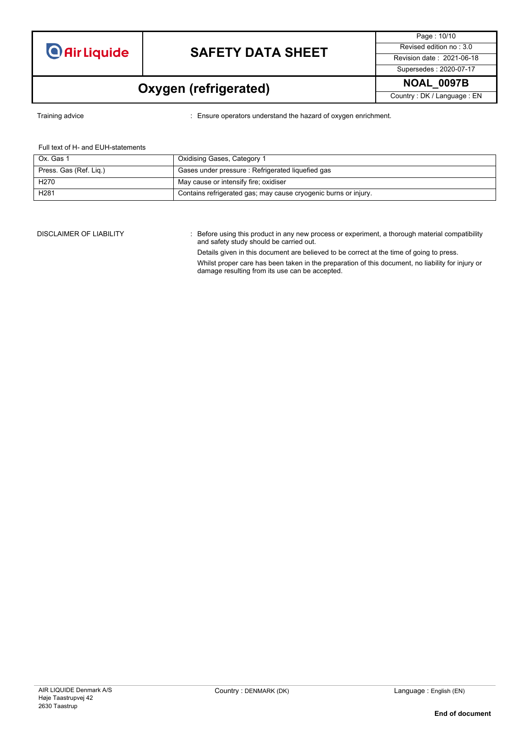Training advice : Ensure operators understand the hazard of oxygen enrichment.

Full text of H- and EUH-statements

| | |
|---|---|
| Ox. Gas 1 | Oxidising Gases, Category 1 |
| Press. Gas (Ref. Liq.) | Gases under pressure : Refrigerated liquefied gas |
| H270 | May cause or intensify fire; oxidiser |
| H281 | Contains refrigerated gas; may cause cryogenic burns or injury. |

DISCLAIMER OF LIABILITY : Before using this product in any new process or experiment, a thorough material compatibility and safety study should be carried out.

Details given in this document are believed to be correct at the time of going to press.

Whilst proper care has been taken in the preparation of this document, no liability for injury or damage resulting from its use can be accepted.

**End of document**